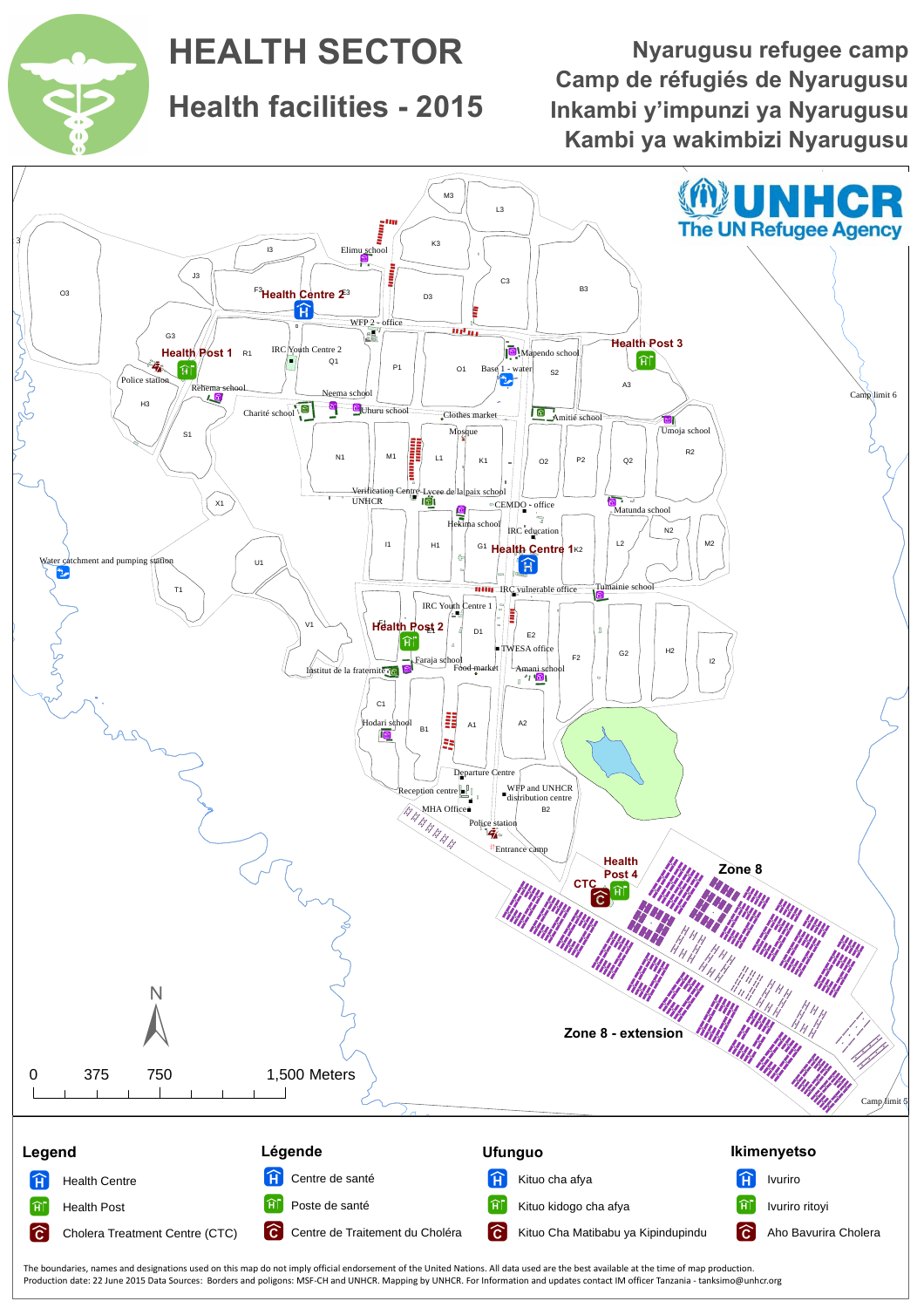# HEALTH SECTOR

## Health facilities - 2015

**Nyarugusu refugee camp**
**Camp de réfugiés de Nyarugusu**
**Inkambi y'impunzi ya Nyarugusu**
**Kambi ya wakimbizi Nyarugusu**

UNHCR
The UN Refugee Agency

Health Centre 2
Health Post 1
Health Post 3
Health Centre 1
Health Post 2
Health Post 4
CTC
Zone 8
Zone 8 - extension

0 375 750 1,500 Meters

| Legend | Légende | Ufunguo | Ikimenyetso |
|---|---|---|---|
| Health Centre | Centre de santé | Kituo cha afya | Ivuriro |
| Health Post | Poste de santé | Kituo kidogo cha afya | Ivuriro ritoyi |
| Cholera Treatment Centre (CTC) | Centre de Traitement du Choléra | Kituo Cha Matibabu ya Kipindupindu | Aho Bavurira Cholera |

The boundaries, names and designations used on this map do not imply official endorsement of the United Nations. All data used are the best available at the time of map production.
Production date: 22 June 2015 Data Sources: Borders and poligons: MSF-CH and UNHCR. Mapping by UNHCR. For Information and updates contact IM officer Tanzania - tanksimo@unhcr.org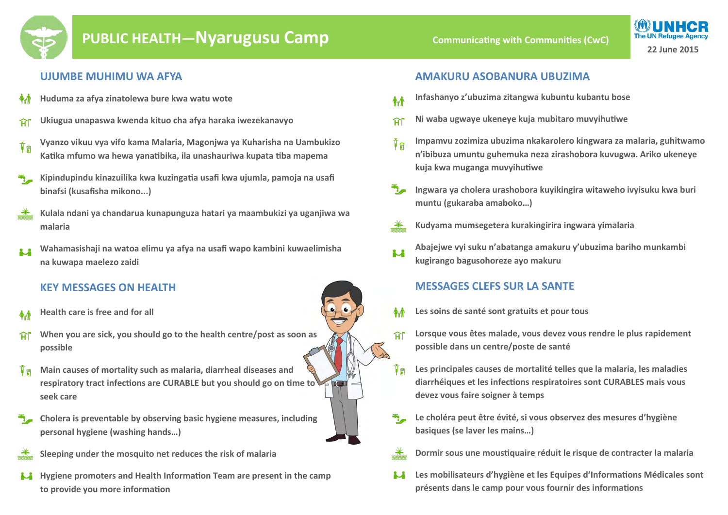# PUBLIC HEALTH—Nyarugusu Camp

Communicating with Communities (CwC)

UNHCR The UN Refugee Agency

22 June 2015

## UJUMBE MUHIMU WA AFYA

- **Huduma za afya zinatolewa bure kwa watu wote**
- **Ukiugua unapaswa kwenda kituo cha afya haraka iwezekanavyo**
- **Vyanzo vikuu vya vifo kama Malaria, Magonjwa ya Kuharisha na Uambukizo Katika mfumo wa hewa yanatibika, ila unashauriwa kupata tiba mapema**
- **Kipindupindu kinazuilika kwa kuzingatia usafi kwa ujumla, pamoja na usafi binafsi (kusafisha mikono...)**
- **Kulala ndani ya chandarua kunapunguza hatari ya maambukizi ya uganjiwa wa malaria**
- **Wahamasishaji na watoa elimu ya afya na usafi wapo kambini kuwaelimisha na kuwapa maelezo zaidi**

## KEY MESSAGES ON HEALTH

- **Health care is free and for all**
- **When you are sick, you should go to the health centre/post as soon as possible**
- **Main causes of mortality such as malaria, diarrheal diseases and respiratory tract infections are CURABLE but you should go on time to seek care**
- **Cholera is preventable by observing basic hygiene measures, including personal hygiene (washing hands…)**
- **Sleeping under the mosquito net reduces the risk of malaria**
- **Hygiene promoters and Health Information Team are present in the camp to provide you more information**

## AMAKURU ASOBANURA UBUZIMA

- **Infashanyo z'ubuzima zitangwa kubuntu kubantu bose**
- **Ni waba ugwaye ukeneye kuja mubitaro muvyihutiwe**
- **Impamvu zozimiza ubuzima nkakarolero kingwara za malaria, guhitwamo n'ibibuza umuntu guhemuka neza zirashobora kuvugwa. Ariko ukeneye kuja kwa muganga muvyihutiwe**
- **Ingwara ya cholera urashobora kuyikingira witaweho ivyisuku kwa buri muntu (gukaraba amaboko…)**
- **Kudyama mumsegetera kurakingirira ingwara yimalaria**
- **Abajejwe vyi suku n'abatanga amakuru y'ubuzima bariho munkambi kugirango bagusohoreze ayo makuru**

## MESSAGES CLEFS SUR LA SANTE

- **Les soins de santé sont gratuits et pour tous**
- **Lorsque vous êtes malade, vous devez vous rendre le plus rapidement possible dans un centre/poste de santé**
- **Les principales causes de mortalité telles que la malaria, les maladies diarrhéiques et les infections respiratoires sont CURABLES mais vous devez vous faire soigner à temps**
- **Le choléra peut être évité, si vous observez des mesures d'hygiène basiques (se laver les mains…)**
- **Dormir sous une moustiquaire réduit le risque de contracter la malaria**
- **Les mobilisateurs d'hygiène et les Equipes d'Informations Médicales sont présents dans le camp pour vous fournir des informations**